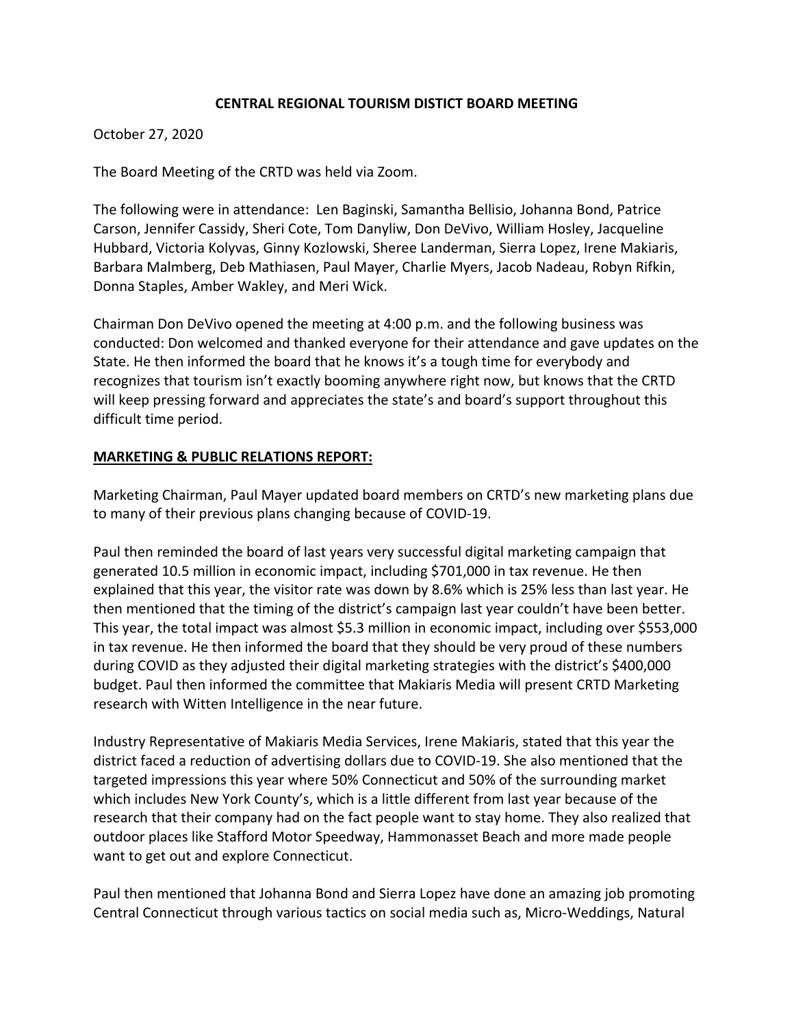**CENTRAL REGIONAL TOURISM DISTICT BOARD MEETING**

October 27, 2020

The Board Meeting of the CRTD was held via Zoom.

The following were in attendance: Len Baginski, Samantha Bellisio, Johanna Bond, Patrice Carson, Jennifer Cassidy, Sheri Cote, Tom Danyliw, Don DeVivo, William Hosley, Jacqueline Hubbard, Victoria Kolyvas, Ginny Kozlowski, Sheree Landerman, Sierra Lopez, Irene Makiaris, Barbara Malmberg, Deb Mathiasen, Paul Mayer, Charlie Myers, Jacob Nadeau, Robyn Rifkin, Donna Staples, Amber Wakley, and Meri Wick.

Chairman Don DeVivo opened the meeting at 4:00 p.m. and the following business was conducted: Don welcomed and thanked everyone for their attendance and gave updates on the State. He then informed the board that he knows it's a tough time for everybody and recognizes that tourism isn't exactly booming anywhere right now, but knows that the CRTD will keep pressing forward and appreciates the state's and board's support throughout this difficult time period.

**MARKETING & PUBLIC RELATIONS REPORT:**

Marketing Chairman, Paul Mayer updated board members on CRTD's new marketing plans due to many of their previous plans changing because of COVID-19.

Paul then reminded the board of last years very successful digital marketing campaign that generated 10.5 million in economic impact, including $701,000 in tax revenue. He then explained that this year, the visitor rate was down by 8.6% which is 25% less than last year. He then mentioned that the timing of the district's campaign last year couldn't have been better. This year, the total impact was almost $5.3 million in economic impact, including over $553,000 in tax revenue. He then informed the board that they should be very proud of these numbers during COVID as they adjusted their digital marketing strategies with the district's $400,000 budget. Paul then informed the committee that Makiaris Media will present CRTD Marketing research with Witten Intelligence in the near future.

Industry Representative of Makiaris Media Services, Irene Makiaris, stated that this year the district faced a reduction of advertising dollars due to COVID-19. She also mentioned that the targeted impressions this year where 50% Connecticut and 50% of the surrounding market which includes New York County's, which is a little different from last year because of the research that their company had on the fact people want to stay home. They also realized that outdoor places like Stafford Motor Speedway, Hammonasset Beach and more made people want to get out and explore Connecticut.

Paul then mentioned that Johanna Bond and Sierra Lopez have done an amazing job promoting Central Connecticut through various tactics on social media such as, Micro-Weddings, Natural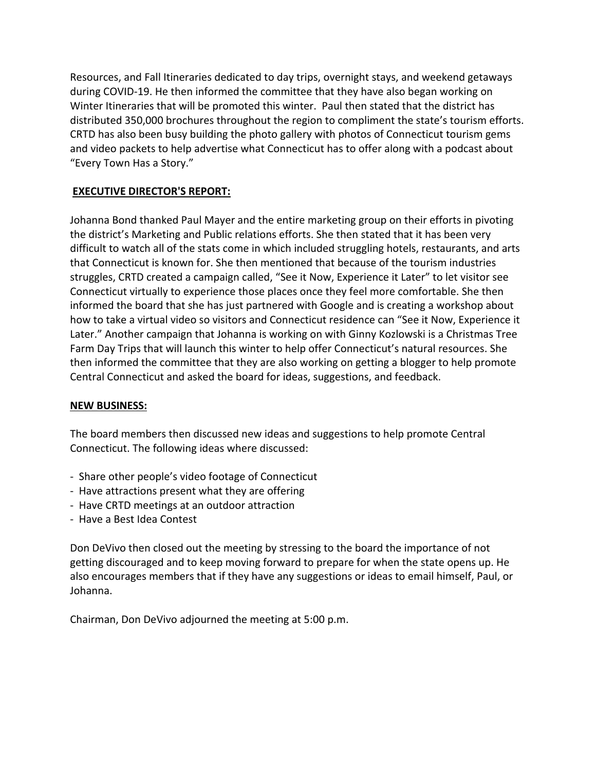Resources, and Fall Itineraries dedicated to day trips, overnight stays, and weekend getaways during COVID-19. He then informed the committee that they have also began working on Winter Itineraries that will be promoted this winter. Paul then stated that the district has distributed 350,000 brochures throughout the region to compliment the state's tourism efforts. CRTD has also been busy building the photo gallery with photos of Connecticut tourism gems and video packets to help advertise what Connecticut has to offer along with a podcast about "Every Town Has a Story."

**EXECUTIVE DIRECTOR'S REPORT:**

Johanna Bond thanked Paul Mayer and the entire marketing group on their efforts in pivoting the district's Marketing and Public relations efforts. She then stated that it has been very difficult to watch all of the stats come in which included struggling hotels, restaurants, and arts that Connecticut is known for. She then mentioned that because of the tourism industries struggles, CRTD created a campaign called, "See it Now, Experience it Later" to let visitor see Connecticut virtually to experience those places once they feel more comfortable. She then informed the board that she has just partnered with Google and is creating a workshop about how to take a virtual video so visitors and Connecticut residence can "See it Now, Experience it Later." Another campaign that Johanna is working on with Ginny Kozlowski is a Christmas Tree Farm Day Trips that will launch this winter to help offer Connecticut's natural resources. She then informed the committee that they are also working on getting a blogger to help promote Central Connecticut and asked the board for ideas, suggestions, and feedback.

**NEW BUSINESS:**

The board members then discussed new ideas and suggestions to help promote Central Connecticut. The following ideas where discussed:

- Share other people's video footage of Connecticut
- Have attractions present what they are offering
- Have CRTD meetings at an outdoor attraction
- Have a Best Idea Contest

Don DeVivo then closed out the meeting by stressing to the board the importance of not getting discouraged and to keep moving forward to prepare for when the state opens up. He also encourages members that if they have any suggestions or ideas to email himself, Paul, or Johanna.

Chairman, Don DeVivo adjourned the meeting at 5:00 p.m.